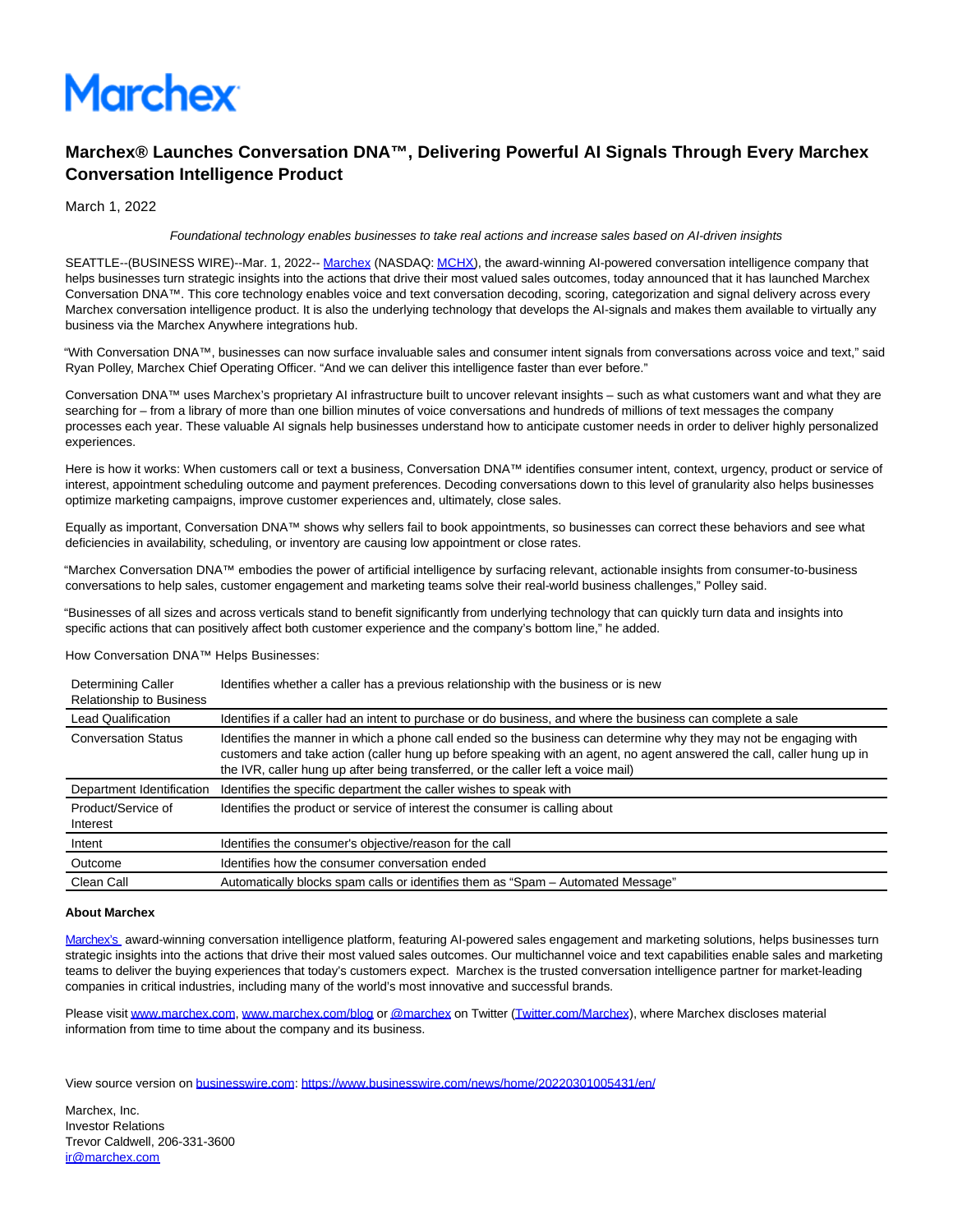# Marchex

## Marchex® Launches Conversation DNA™, Delivering Powerful AI Signals Through Every Marchex Conversation Intelligence Product

March 1, 2022

*Foundational technology enables businesses to take real actions and increase sales based on AI-driven insights*

SEATTLE--(BUSINESS WIRE)--Mar. 1, 2022-- Marchex (NASDAQ: MCHX), the award-winning AI-powered conversation intelligence company that helps businesses turn strategic insights into the actions that drive their most valued sales outcomes, today announced that it has launched Marchex Conversation DNA™. This core technology enables voice and text conversation decoding, scoring, categorization and signal delivery across every Marchex conversation intelligence product. It is also the underlying technology that develops the AI-signals and makes them available to virtually any business via the Marchex Anywhere integrations hub.

"With Conversation DNA™, businesses can now surface invaluable sales and consumer intent signals from conversations across voice and text," said Ryan Polley, Marchex Chief Operating Officer. "And we can deliver this intelligence faster than ever before."

Conversation DNA™ uses Marchex's proprietary AI infrastructure built to uncover relevant insights – such as what customers want and what they are searching for – from a library of more than one billion minutes of voice conversations and hundreds of millions of text messages the company processes each year. These valuable AI signals help businesses understand how to anticipate customer needs in order to deliver highly personalized experiences.

Here is how it works: When customers call or text a business, Conversation DNA™ identifies consumer intent, context, urgency, product or service of interest, appointment scheduling outcome and payment preferences. Decoding conversations down to this level of granularity also helps businesses optimize marketing campaigns, improve customer experiences and, ultimately, close sales.

Equally as important, Conversation DNA™ shows why sellers fail to book appointments, so businesses can correct these behaviors and see what deficiencies in availability, scheduling, or inventory are causing low appointment or close rates.

"Marchex Conversation DNA™ embodies the power of artificial intelligence by surfacing relevant, actionable insights from consumer-to-business conversations to help sales, customer engagement and marketing teams solve their real-world business challenges," Polley said.

"Businesses of all sizes and across verticals stand to benefit significantly from underlying technology that can quickly turn data and insights into specific actions that can positively affect both customer experience and the company's bottom line," he added.

How Conversation DNA™ Helps Businesses:

| | |
|---|---|
| Determining Caller Relationship to Business | Identifies whether a caller has a previous relationship with the business or is new |
| Lead Qualification | Identifies if a caller had an intent to purchase or do business, and where the business can complete a sale |
| Conversation Status | Identifies the manner in which a phone call ended so the business can determine why they may not be engaging with customers and take action (caller hung up before speaking with an agent, no agent answered the call, caller hung up in the IVR, caller hung up after being transferred, or the caller left a voice mail) |
| Department Identification | Identifies the specific department the caller wishes to speak with |
| Product/Service of Interest | Identifies the product or service of interest the consumer is calling about |
| Intent | Identifies the consumer's objective/reason for the call |
| Outcome | Identifies how the consumer conversation ended |
| Clean Call | Automatically blocks spam calls or identifies them as "Spam – Automated Message" |

**About Marchex**

Marchex's award-winning conversation intelligence platform, featuring AI-powered sales engagement and marketing solutions, helps businesses turn strategic insights into the actions that drive their most valued sales outcomes. Our multichannel voice and text capabilities enable sales and marketing teams to deliver the buying experiences that today's customers expect. Marchex is the trusted conversation intelligence partner for market-leading companies in critical industries, including many of the world's most innovative and successful brands.

Please visit www.marchex.com, www.marchex.com/blog or @marchex on Twitter (Twitter.com/Marchex), where Marchex discloses material information from time to time about the company and its business.

View source version on businesswire.com: https://www.businesswire.com/news/home/20220301005431/en/

Marchex, Inc.
Investor Relations
Trevor Caldwell, 206-331-3600
ir@marchex.com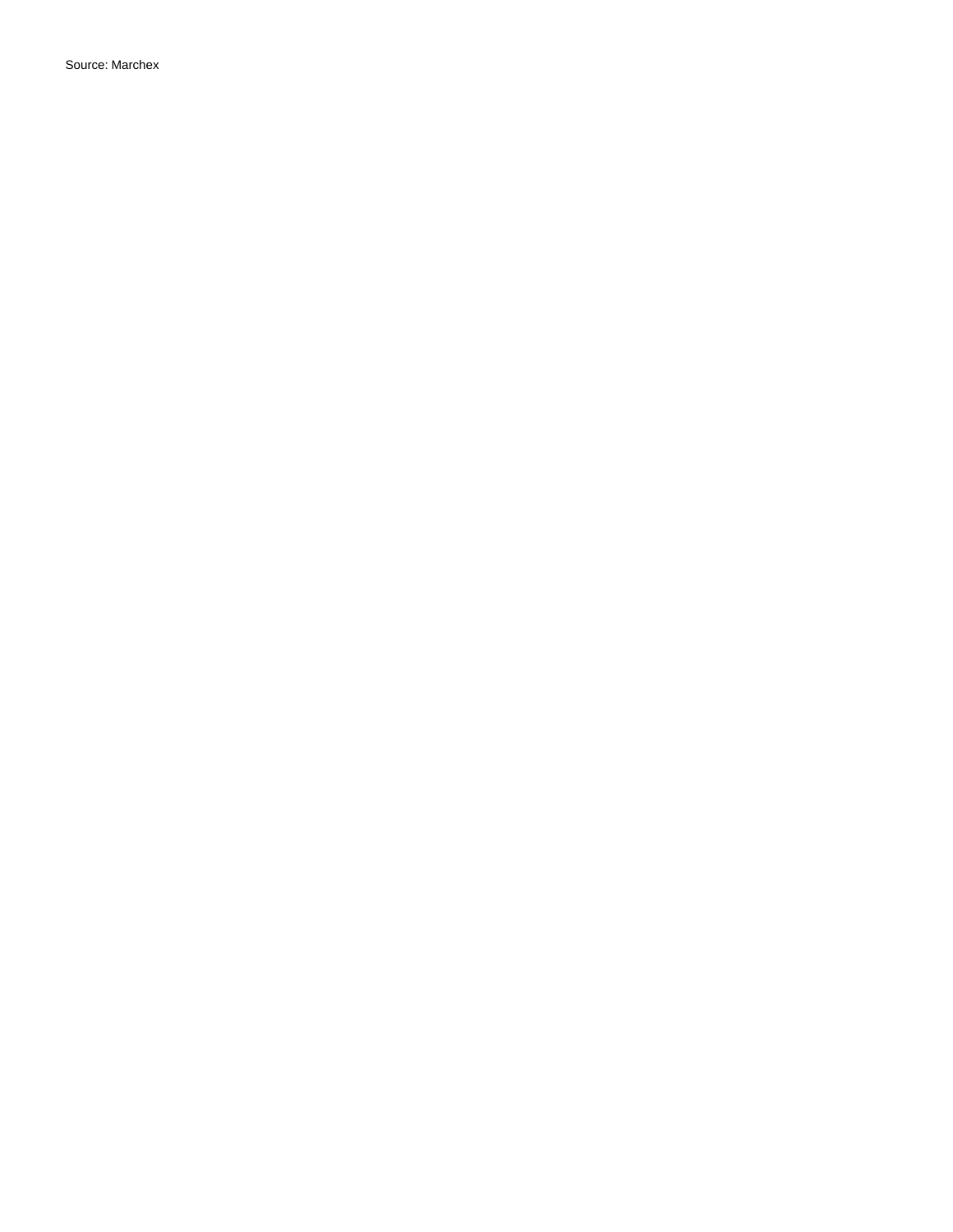Source: Marchex